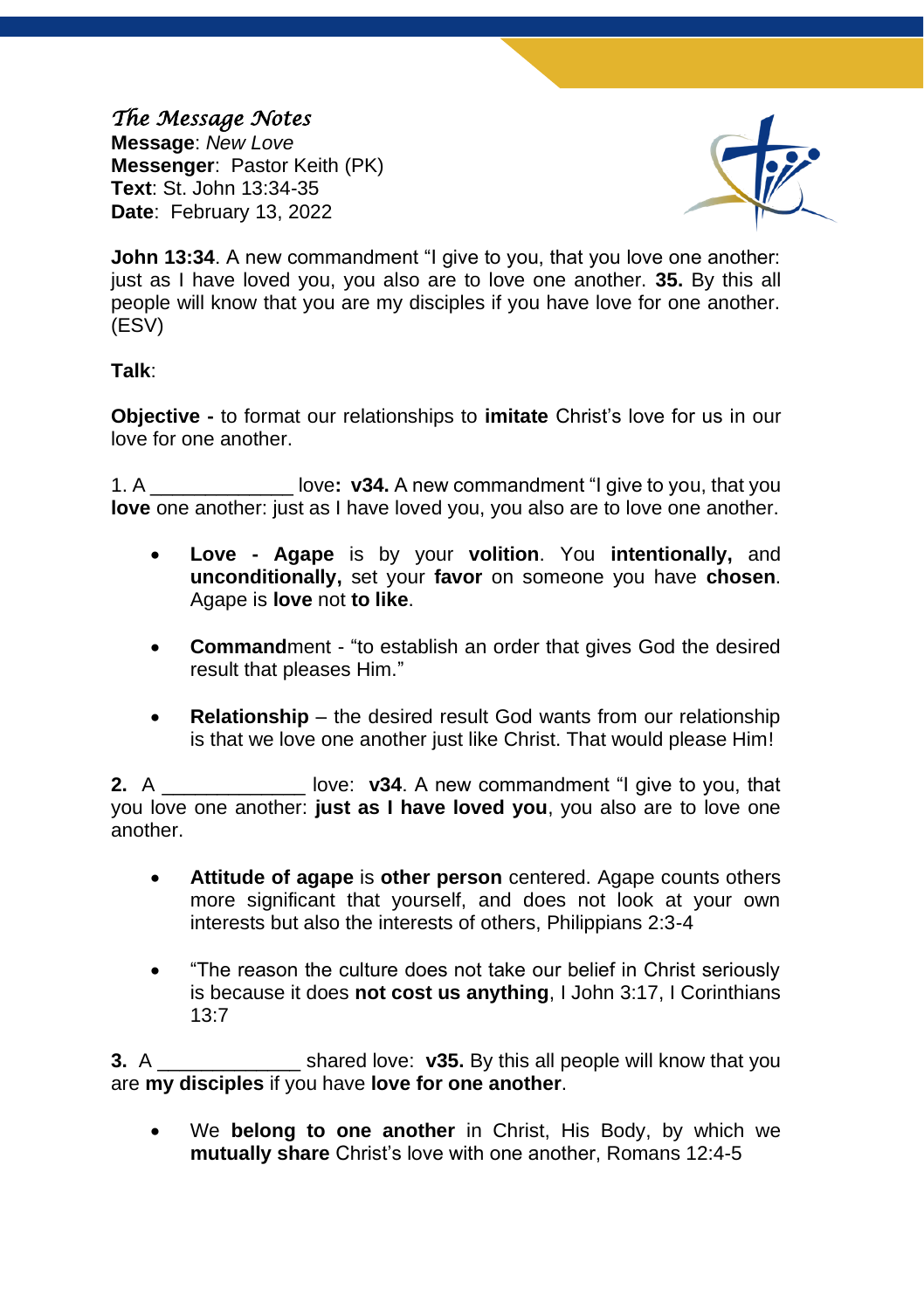*The Message Notes*
**Message**: *New Love*
**Messenger**: Pastor Keith (PK)
**Text**: St. John 13:34-35
**Date**: February 13, 2022

**John 13:34**. A new commandment "I give to you, that you love one another: just as I have loved you, you also are to love one another. **35.** By this all people will know that you are my disciples if you have love for one another. (ESV)

**Talk**:

**Objective -** to format our relationships to **imitate** Christ's love for us in our love for one another.

1. A _____________ love**: v34.** A new commandment "I give to you, that you **love** one another: just as I have loved you, you also are to love one another.

- **Love - Agape** is by your **volition**. You **intentionally,** and **unconditionally,** set your **favor** on someone you have **chosen**. Agape is **love** not **to like**.
- **Command**ment - "to establish an order that gives God the desired result that pleases Him."
- **Relationship** – the desired result God wants from our relationship is that we love one another just like Christ. That would please Him!

**2.** A _____________ love: **v34**. A new commandment "I give to you, that you love one another: **just as I have loved you**, you also are to love one another.

- **Attitude of agape** is **other person** centered. Agape counts others more significant that yourself, and does not look at your own interests but also the interests of others, Philippians 2:3-4
- "The reason the culture does not take our belief in Christ seriously is because it does **not cost us anything**, I John 3:17, I Corinthians 13:7

**3.** A _____________ shared love: **v35.** By this all people will know that you are **my disciples** if you have **love for one another**.

- We **belong to one another** in Christ, His Body, by which we **mutually share** Christ's love with one another, Romans 12:4-5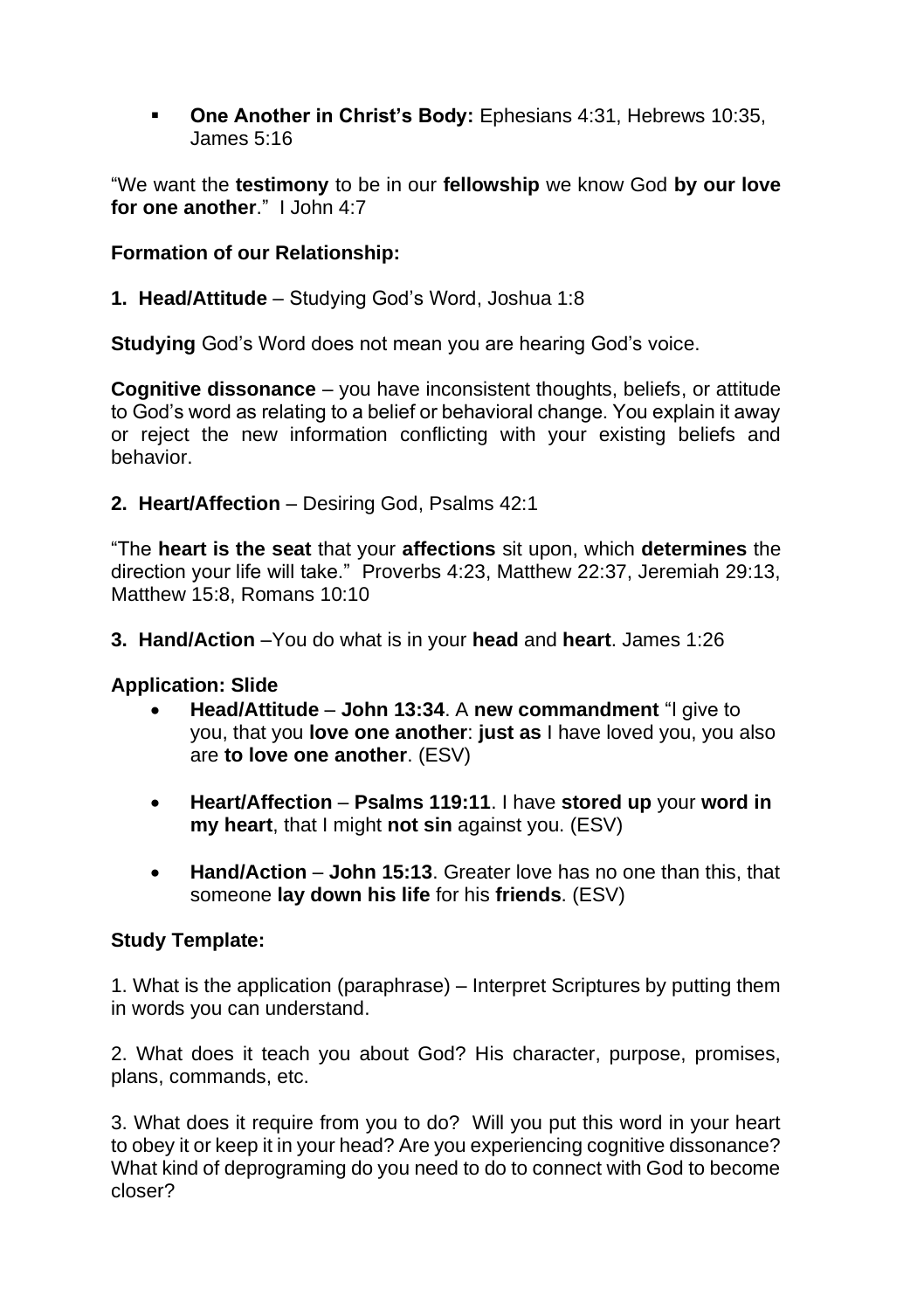- **One Another in Christ's Body:** Ephesians 4:31, Hebrews 10:35, James 5:16

"We want the **testimony** to be in our **fellowship** we know God **by our love for one another**." I John 4:7

**Formation of our Relationship:**

**1. Head/Attitude** – Studying God's Word, Joshua 1:8

**Studying** God's Word does not mean you are hearing God's voice.

**Cognitive dissonance** – you have inconsistent thoughts, beliefs, or attitude to God's word as relating to a belief or behavioral change. You explain it away or reject the new information conflicting with your existing beliefs and behavior.

**2. Heart/Affection** – Desiring God, Psalms 42:1

"The **heart is the seat** that your **affections** sit upon, which **determines** the direction your life will take." Proverbs 4:23, Matthew 22:37, Jeremiah 29:13, Matthew 15:8, Romans 10:10

**3. Hand/Action** –You do what is in your **head** and **heart**. James 1:26

**Application: Slide**

- **Head/Attitude** – **John 13:34**. A **new commandment** "I give to you, that you **love one another**: **just as** I have loved you, you also are **to love one another**. (ESV)
- **Heart/Affection** – **Psalms 119:11**. I have **stored up** your **word in my heart**, that I might **not sin** against you. (ESV)
- **Hand/Action** – **John 15:13**. Greater love has no one than this, that someone **lay down his life** for his **friends**. (ESV)

**Study Template:**

1. What is the application (paraphrase) – Interpret Scriptures by putting them in words you can understand.

2. What does it teach you about God? His character, purpose, promises, plans, commands, etc.

3. What does it require from you to do? Will you put this word in your heart to obey it or keep it in your head? Are you experiencing cognitive dissonance? What kind of deprograming do you need to do to connect with God to become closer?